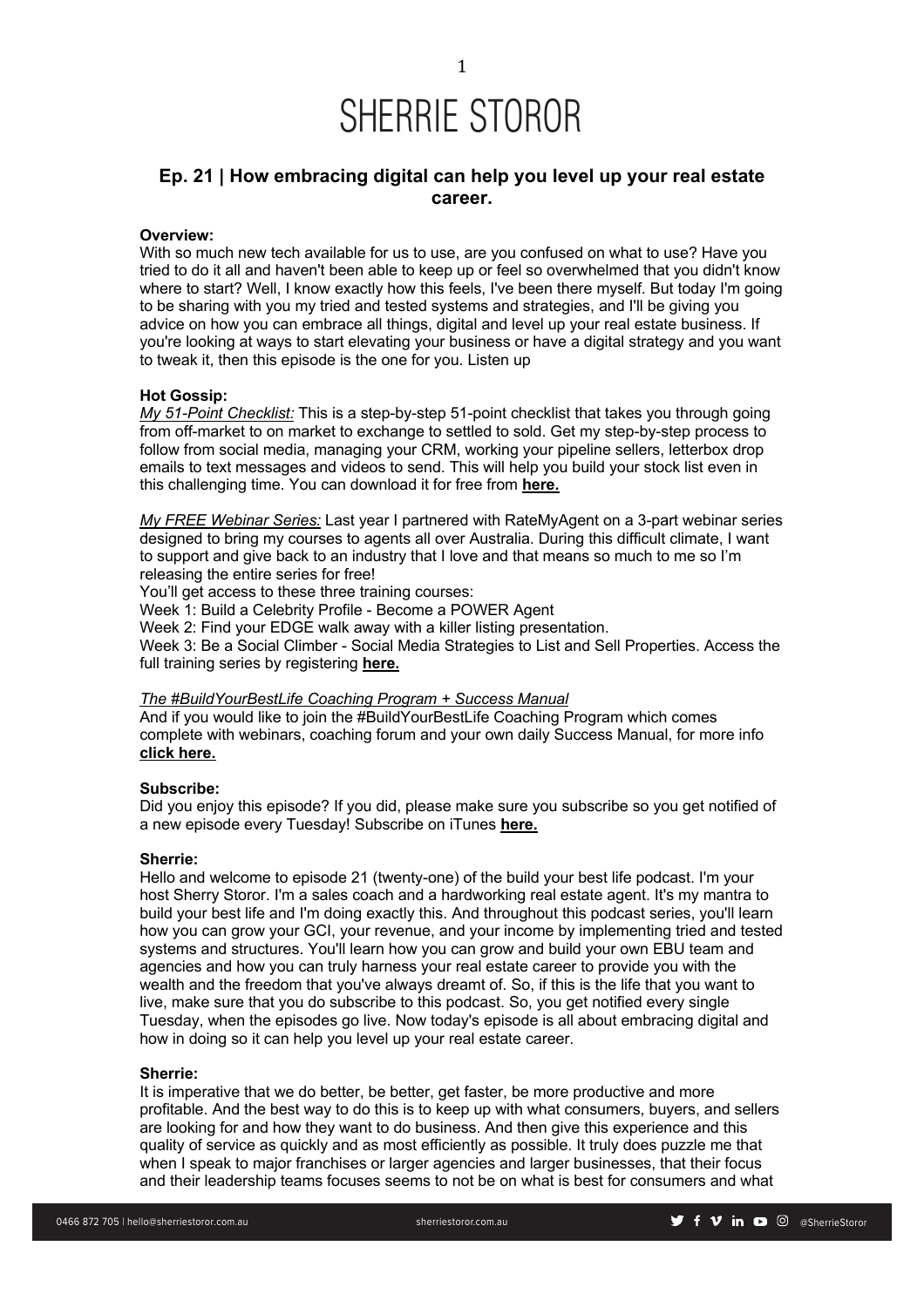# SHERRIE STOROR

## Ep. 21 | How embracing digital can help you level up your real estate career.

**Overview:**
With so much new tech available for us to use, are you confused on what to use? Have you tried to do it all and haven't been able to keep up or feel so overwhelmed that you didn't know where to start? Well, I know exactly how this feels, I've been there myself. But today I'm going to be sharing with you my tried and tested systems and strategies, and I'll be giving you advice on how you can embrace all things, digital and level up your real estate business. If you're looking at ways to start elevating your business or have a digital strategy and you want to tweak it, then this episode is the one for you. Listen up

**Hot Gossip:**
*My 51-Point Checklist:* This is a step-by-step 51-point checklist that takes you through going from off-market to on market to exchange to settled to sold. Get my step-by-step process to follow from social media, managing your CRM, working your pipeline sellers, letterbox drop emails to text messages and videos to send. This will help you build your stock list even in this challenging time. You can download it for free from **here.**

*My FREE Webinar Series:* Last year I partnered with RateMyAgent on a 3-part webinar series designed to bring my courses to agents all over Australia. During this difficult climate, I want to support and give back to an industry that I love and that means so much to me so I'm releasing the entire series for free!
You'll get access to these three training courses:
Week 1: Build a Celebrity Profile - Become a POWER Agent
Week 2: Find your EDGE walk away with a killer listing presentation.
Week 3: Be a Social Climber - Social Media Strategies to List and Sell Properties. Access the full training series by registering **here.**

*The #BuildYourBestLife Coaching Program + Success Manual*
And if you would like to join the #BuildYourBestLife Coaching Program which comes complete with webinars, coaching forum and your own daily Success Manual, for more info **click here.**

**Subscribe:**
Did you enjoy this episode? If you did, please make sure you subscribe so you get notified of a new episode every Tuesday! Subscribe on iTunes **here.**

**Sherrie:**
Hello and welcome to episode 21 (twenty-one) of the build your best life podcast. I'm your host Sherry Storor. I'm a sales coach and a hardworking real estate agent. It's my mantra to build your best life and I'm doing exactly this. And throughout this podcast series, you'll learn how you can grow your GCI, your revenue, and your income by implementing tried and tested systems and structures. You'll learn how you can grow and build your own EBU team and agencies and how you can truly harness your real estate career to provide you with the wealth and the freedom that you've always dreamt of. So, if this is the life that you want to live, make sure that you do subscribe to this podcast. So, you get notified every single Tuesday, when the episodes go live. Now today's episode is all about embracing digital and how in doing so it can help you level up your real estate career.

**Sherrie:**
It is imperative that we do better, be better, get faster, be more productive and more profitable. And the best way to do this is to keep up with what consumers, buyers, and sellers are looking for and how they want to do business. And then give this experience and this quality of service as quickly and as most efficiently as possible. It truly does puzzle me that when I speak to major franchises or larger agencies and larger businesses, that their focus and their leadership teams focuses seems to not be on what is best for consumers and what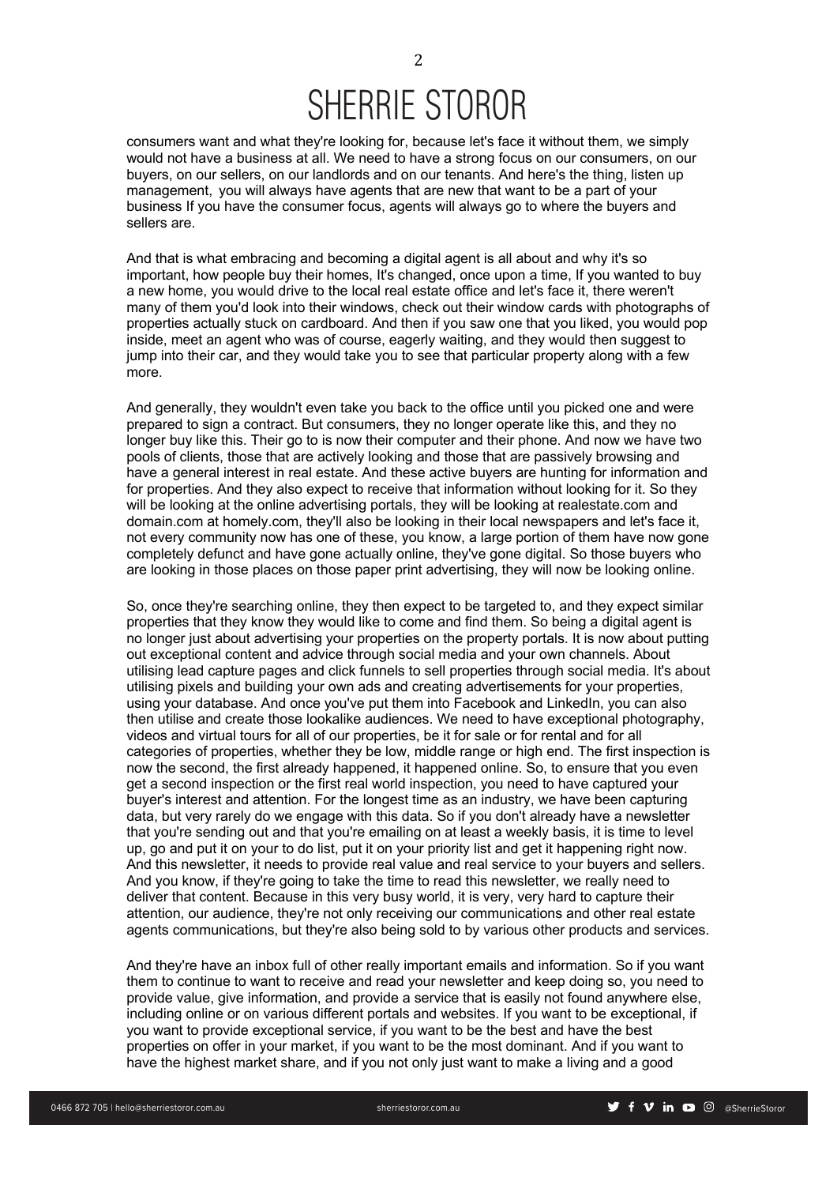consumers want and what they're looking for, because let's face it without them, we simply would not have a business at all. We need to have a strong focus on our consumers, on our buyers, on our sellers, on our landlords and on our tenants. And here's the thing, listen up management, you will always have agents that are new that want to be a part of your business If you have the consumer focus, agents will always go to where the buyers and sellers are.

And that is what embracing and becoming a digital agent is all about and why it's so important, how people buy their homes, It's changed, once upon a time, If you wanted to buy a new home, you would drive to the local real estate office and let's face it, there weren't many of them you'd look into their windows, check out their window cards with photographs of properties actually stuck on cardboard. And then if you saw one that you liked, you would pop inside, meet an agent who was of course, eagerly waiting, and they would then suggest to jump into their car, and they would take you to see that particular property along with a few more.

And generally, they wouldn't even take you back to the office until you picked one and were prepared to sign a contract. But consumers, they no longer operate like this, and they no longer buy like this. Their go to is now their computer and their phone. And now we have two pools of clients, those that are actively looking and those that are passively browsing and have a general interest in real estate. And these active buyers are hunting for information and for properties. And they also expect to receive that information without looking for it. So they will be looking at the online advertising portals, they will be looking at realestate.com and domain.com at homely.com, they'll also be looking in their local newspapers and let's face it, not every community now has one of these, you know, a large portion of them have now gone completely defunct and have gone actually online, they've gone digital. So those buyers who are looking in those places on those paper print advertising, they will now be looking online.

So, once they're searching online, they then expect to be targeted to, and they expect similar properties that they know they would like to come and find them. So being a digital agent is no longer just about advertising your properties on the property portals. It is now about putting out exceptional content and advice through social media and your own channels. About utilising lead capture pages and click funnels to sell properties through social media. It's about utilising pixels and building your own ads and creating advertisements for your properties, using your database. And once you've put them into Facebook and LinkedIn, you can also then utilise and create those lookalike audiences. We need to have exceptional photography, videos and virtual tours for all of our properties, be it for sale or for rental and for all categories of properties, whether they be low, middle range or high end. The first inspection is now the second, the first already happened, it happened online. So, to ensure that you even get a second inspection or the first real world inspection, you need to have captured your buyer's interest and attention. For the longest time as an industry, we have been capturing data, but very rarely do we engage with this data. So if you don't already have a newsletter that you're sending out and that you're emailing on at least a weekly basis, it is time to level up, go and put it on your to do list, put it on your priority list and get it happening right now. And this newsletter, it needs to provide real value and real service to your buyers and sellers. And you know, if they're going to take the time to read this newsletter, we really need to deliver that content. Because in this very busy world, it is very, very hard to capture their attention, our audience, they're not only receiving our communications and other real estate agents communications, but they're also being sold to by various other products and services.

And they're have an inbox full of other really important emails and information. So if you want them to continue to want to receive and read your newsletter and keep doing so, you need to provide value, give information, and provide a service that is easily not found anywhere else, including online or on various different portals and websites. If you want to be exceptional, if you want to provide exceptional service, if you want to be the best and have the best properties on offer in your market, if you want to be the most dominant. And if you want to have the highest market share, and if you not only just want to make a living and a good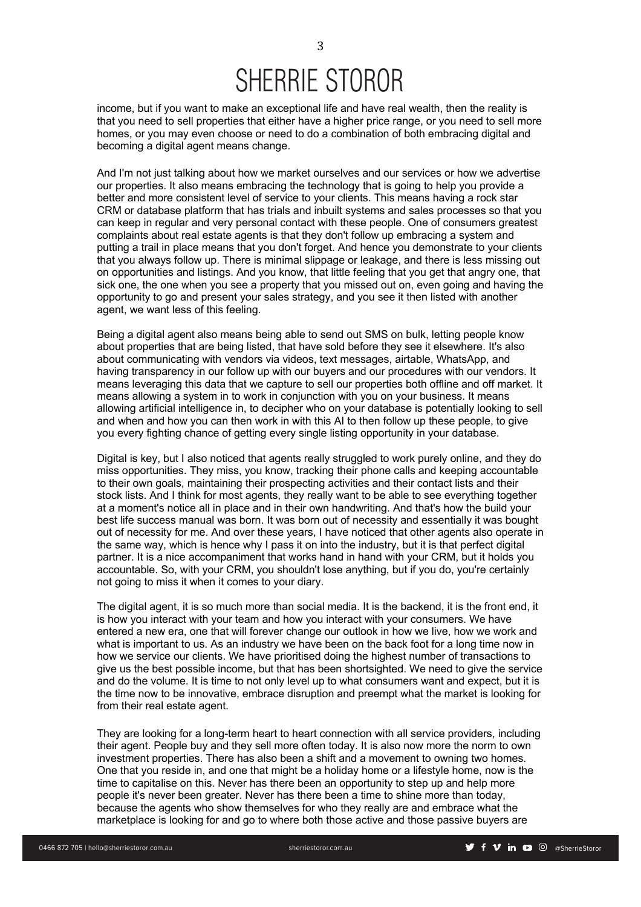income, but if you want to make an exceptional life and have real wealth, then the reality is that you need to sell properties that either have a higher price range, or you need to sell more homes, or you may even choose or need to do a combination of both embracing digital and becoming a digital agent means change.

And I'm not just talking about how we market ourselves and our services or how we advertise our properties. It also means embracing the technology that is going to help you provide a better and more consistent level of service to your clients. This means having a rock star CRM or database platform that has trials and inbuilt systems and sales processes so that you can keep in regular and very personal contact with these people. One of consumers greatest complaints about real estate agents is that they don't follow up embracing a system and putting a trail in place means that you don't forget. And hence you demonstrate to your clients that you always follow up. There is minimal slippage or leakage, and there is less missing out on opportunities and listings. And you know, that little feeling that you get that angry one, that sick one, the one when you see a property that you missed out on, even going and having the opportunity to go and present your sales strategy, and you see it then listed with another agent, we want less of this feeling.

Being a digital agent also means being able to send out SMS on bulk, letting people know about properties that are being listed, that have sold before they see it elsewhere. It's also about communicating with vendors via videos, text messages, airtable, WhatsApp, and having transparency in our follow up with our buyers and our procedures with our vendors. It means leveraging this data that we capture to sell our properties both offline and off market. It means allowing a system in to work in conjunction with you on your business. It means allowing artificial intelligence in, to decipher who on your database is potentially looking to sell and when and how you can then work in with this AI to then follow up these people, to give you every fighting chance of getting every single listing opportunity in your database.

Digital is key, but I also noticed that agents really struggled to work purely online, and they do miss opportunities. They miss, you know, tracking their phone calls and keeping accountable to their own goals, maintaining their prospecting activities and their contact lists and their stock lists. And I think for most agents, they really want to be able to see everything together at a moment's notice all in place and in their own handwriting. And that's how the build your best life success manual was born. It was born out of necessity and essentially it was bought out of necessity for me. And over these years, I have noticed that other agents also operate in the same way, which is hence why I pass it on into the industry, but it is that perfect digital partner. It is a nice accompaniment that works hand in hand with your CRM, but it holds you accountable. So, with your CRM, you shouldn't lose anything, but if you do, you're certainly not going to miss it when it comes to your diary.

The digital agent, it is so much more than social media. It is the backend, it is the front end, it is how you interact with your team and how you interact with your consumers. We have entered a new era, one that will forever change our outlook in how we live, how we work and what is important to us. As an industry we have been on the back foot for a long time now in how we service our clients. We have prioritised doing the highest number of transactions to give us the best possible income, but that has been shortsighted. We need to give the service and do the volume. It is time to not only level up to what consumers want and expect, but it is the time now to be innovative, embrace disruption and preempt what the market is looking for from their real estate agent.

They are looking for a long-term heart to heart connection with all service providers, including their agent. People buy and they sell more often today. It is also now more the norm to own investment properties. There has also been a shift and a movement to owning two homes. One that you reside in, and one that might be a holiday home or a lifestyle home, now is the time to capitalise on this. Never has there been an opportunity to step up and help more people it's never been greater. Never has there been a time to shine more than today, because the agents who show themselves for who they really are and embrace what the marketplace is looking for and go to where both those active and those passive buyers are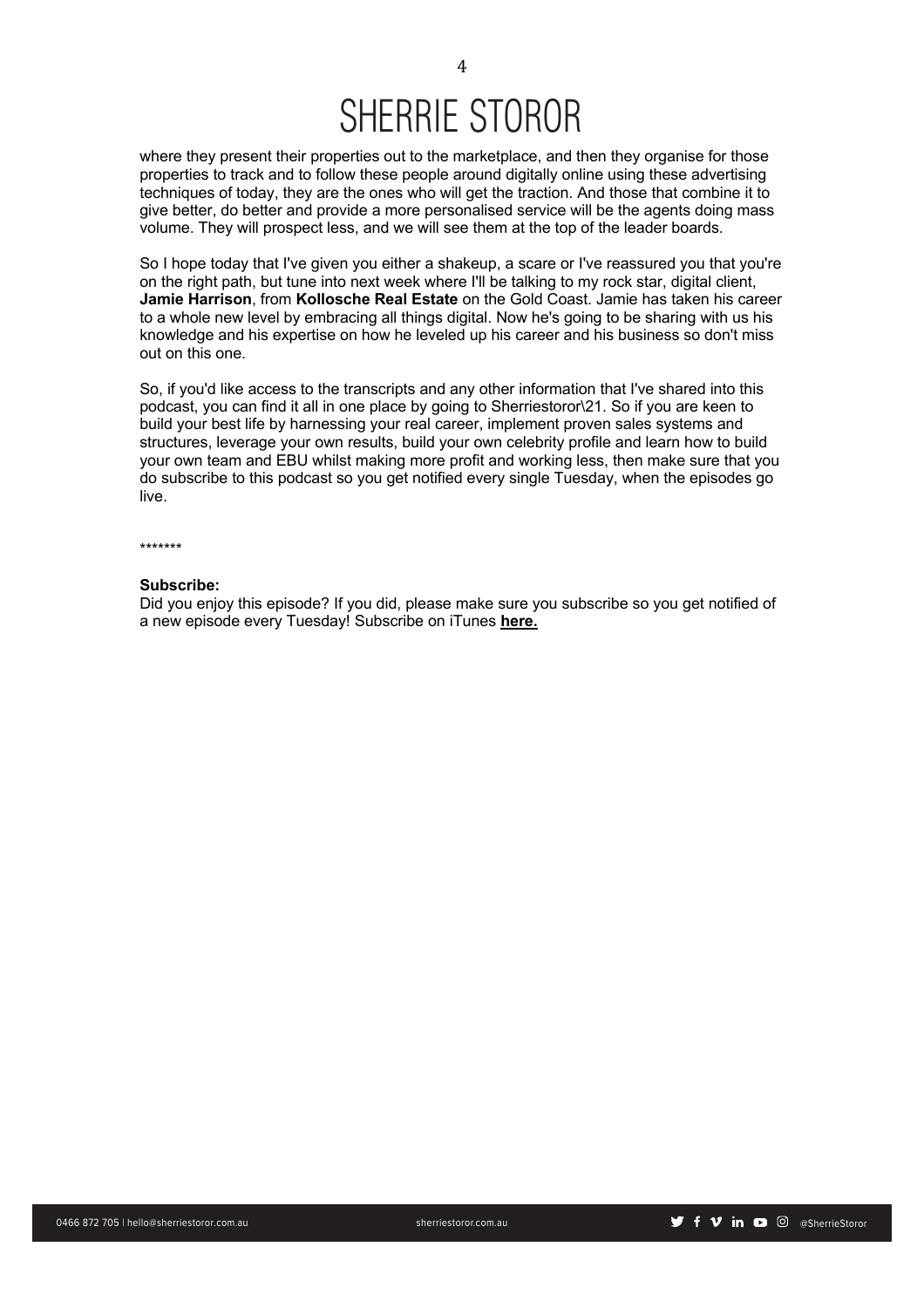where they present their properties out to the marketplace, and then they organise for those properties to track and to follow these people around digitally online using these advertising techniques of today, they are the ones who will get the traction. And those that combine it to give better, do better and provide a more personalised service will be the agents doing mass volume. They will prospect less, and we will see them at the top of the leader boards.

So I hope today that I've given you either a shakeup, a scare or I've reassured you that you're on the right path, but tune into next week where I'll be talking to my rock star, digital client, **Jamie Harrison**, from **Kollosche Real Estate** on the Gold Coast. Jamie has taken his career to a whole new level by embracing all things digital. Now he's going to be sharing with us his knowledge and his expertise on how he leveled up his career and his business so don't miss out on this one.

So, if you'd like access to the transcripts and any other information that I've shared into this podcast, you can find it all in one place by going to Sherriestoror\21. So if you are keen to build your best life by harnessing your real career, implement proven sales systems and structures, leverage your own results, build your own celebrity profile and learn how to build your own team and EBU whilst making more profit and working less, then make sure that you do subscribe to this podcast so you get notified every single Tuesday, when the episodes go live.

*******

**Subscribe:**
Did you enjoy this episode? If you did, please make sure you subscribe so you get notified of a new episode every Tuesday! Subscribe on iTunes **here.**